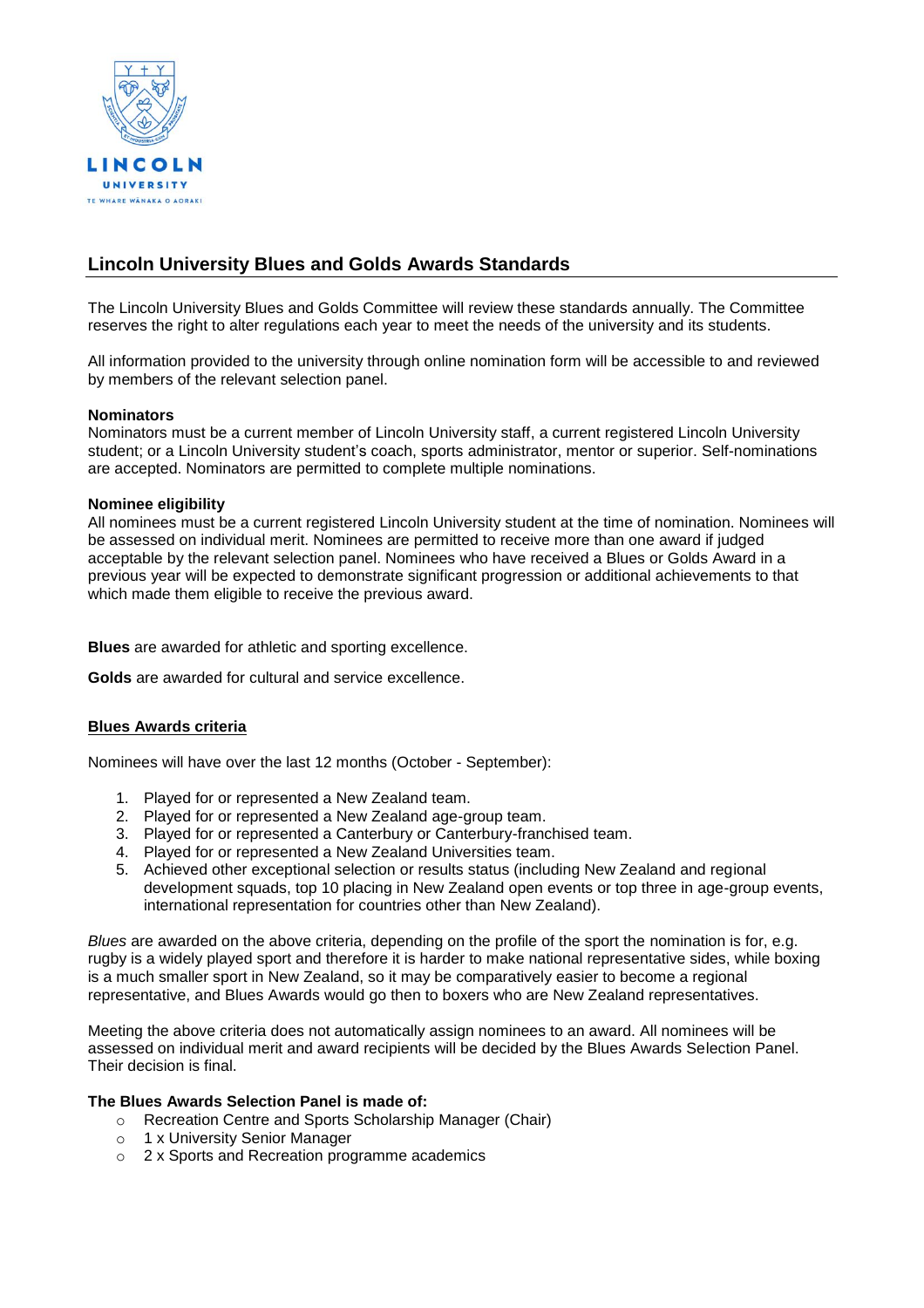# Lincoln University Blues and Golds Awards Standards

The Lincoln University Blues and Golds Committee will review these standards annually. The Committee reserves the right to alter regulations each year to meet the needs of the university and its students.

All information provided to the university through online nomination form will be accessible to and reviewed by members of the relevant selection panel.

**Nominators**
Nominators must be a current member of Lincoln University staff, a current registered Lincoln University student; or a Lincoln University student's coach, sports administrator, mentor or superior. Self-nominations are accepted. Nominators are permitted to complete multiple nominations.

**Nominee eligibility**
All nominees must be a current registered Lincoln University student at the time of nomination. Nominees will be assessed on individual merit. Nominees are permitted to receive more than one award if judged acceptable by the relevant selection panel. Nominees who have received a Blues or Golds Award in a previous year will be expected to demonstrate significant progression or additional achievements to that which made them eligible to receive the previous award.

**Blues** are awarded for athletic and sporting excellence.

**Golds** are awarded for cultural and service excellence.

## Blues Awards criteria

Nominees will have over the last 12 months (October - September):

1. Played for or represented a New Zealand team.
2. Played for or represented a New Zealand age-group team.
3. Played for or represented a Canterbury or Canterbury-franchised team.
4. Played for or represented a New Zealand Universities team.
5. Achieved other exceptional selection or results status (including New Zealand and regional development squads, top 10 placing in New Zealand open events or top three in age-group events, international representation for countries other than New Zealand).

*Blues* are awarded on the above criteria, depending on the profile of the sport the nomination is for, e.g. rugby is a widely played sport and therefore it is harder to make national representative sides, while boxing is a much smaller sport in New Zealand, so it may be comparatively easier to become a regional representative, and Blues Awards would go then to boxers who are New Zealand representatives.

Meeting the above criteria does not automatically assign nominees to an award. All nominees will be assessed on individual merit and award recipients will be decided by the Blues Awards Selection Panel. Their decision is final.

**The Blues Awards Selection Panel is made of:**

- Recreation Centre and Sports Scholarship Manager (Chair)
- 1 x University Senior Manager
- 2 x Sports and Recreation programme academics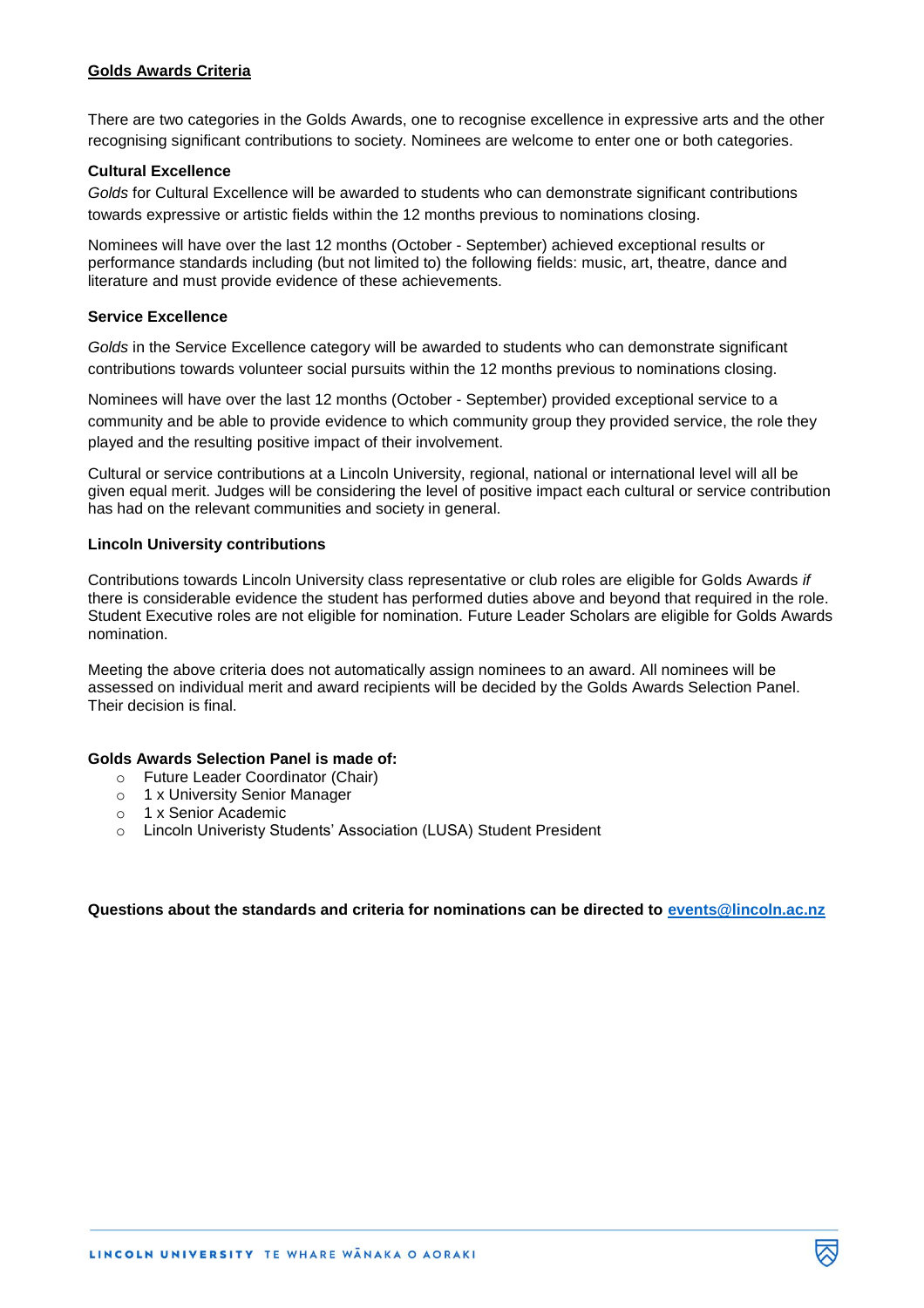## Golds Awards Criteria

There are two categories in the Golds Awards, one to recognise excellence in expressive arts and the other recognising significant contributions to society. Nominees are welcome to enter one or both categories.

### Cultural Excellence

*Golds* for Cultural Excellence will be awarded to students who can demonstrate significant contributions towards expressive or artistic fields within the 12 months previous to nominations closing.

Nominees will have over the last 12 months (October - September) achieved exceptional results or performance standards including (but not limited to) the following fields: music, art, theatre, dance and literature and must provide evidence of these achievements.

### Service Excellence

*Golds* in the Service Excellence category will be awarded to students who can demonstrate significant contributions towards volunteer social pursuits within the 12 months previous to nominations closing.

Nominees will have over the last 12 months (October - September) provided exceptional service to a community and be able to provide evidence to which community group they provided service, the role they played and the resulting positive impact of their involvement.

Cultural or service contributions at a Lincoln University, regional, national or international level will all be given equal merit. Judges will be considering the level of positive impact each cultural or service contribution has had on the relevant communities and society in general.

### Lincoln University contributions

Contributions towards Lincoln University class representative or club roles are eligible for Golds Awards *if* there is considerable evidence the student has performed duties above and beyond that required in the role. Student Executive roles are not eligible for nomination. Future Leader Scholars are eligible for Golds Awards nomination.

Meeting the above criteria does not automatically assign nominees to an award. All nominees will be assessed on individual merit and award recipients will be decided by the Golds Awards Selection Panel. Their decision is final.

**Golds Awards Selection Panel is made of:**

- Future Leader Coordinator (Chair)
- 1 x University Senior Manager
- 1 x Senior Academic
- Lincoln Univeristy Students' Association (LUSA) Student President

**Questions about the standards and criteria for nominations can be directed to events@lincoln.ac.nz**